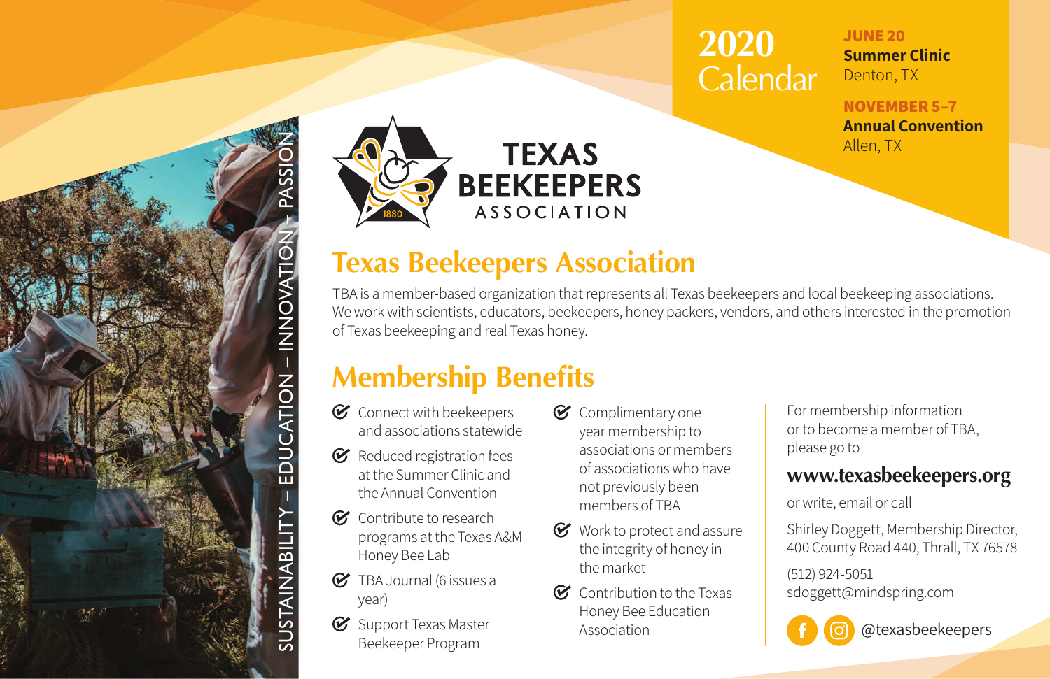SUSTAINABILITY – EDUCATION – INNOVATION – PASSION

TEXAS BEEKEEPERS ASSOCIATION

1880

**2020 Calendar**

**JUNE 20**
**Summer Clinic**
Denton, TX

**NOVEMBER 5–7**
**Annual Convention**
Allen, TX

# Texas Beekeepers Association

TBA is a member-based organization that represents all Texas beekeepers and local beekeeping associations. We work with scientists, educators, beekeepers, honey packers, vendors, and others interested in the promotion of Texas beekeeping and real Texas honey.

## Membership Benefits

- Connect with beekeepers and associations statewide
- Reduced registration fees at the Summer Clinic and the Annual Convention
- Contribute to research programs at the Texas A&M Honey Bee Lab
- TBA Journal (6 issues a year)
- Support Texas Master Beekeeper Program
- Complimentary one year membership to associations or members of associations who have not previously been members of TBA
- Work to protect and assure the integrity of honey in the market
- Contribution to the Texas Honey Bee Education Association

For membership information or to become a member of TBA, please go to

**www.texasbeekeepers.org**

or write, email or call

Shirley Doggett, Membership Director,
400 County Road 440, Thrall, TX 76578

(512) 924-5051
sdoggett@mindspring.com

@texasbeekeepers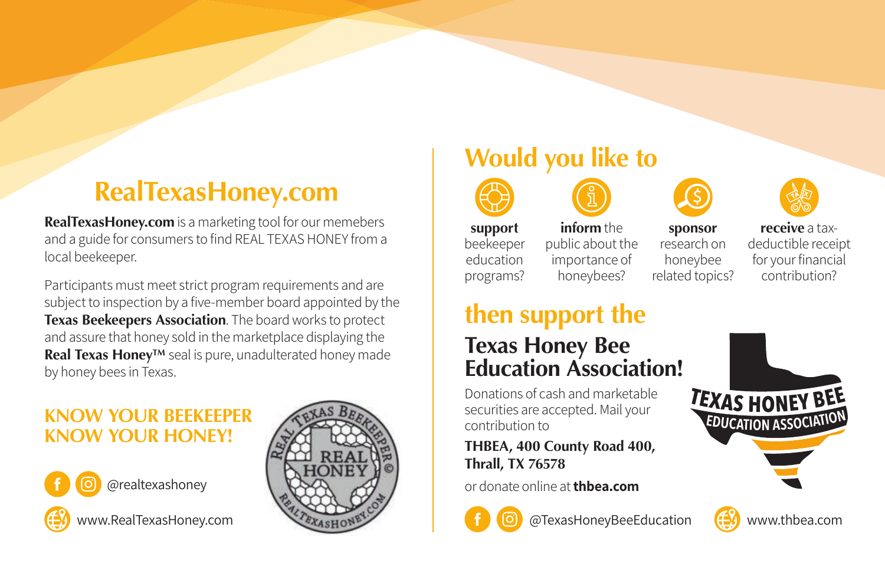## RealTexasHoney.com

**RealTexasHoney.com** is a marketing tool for our memebers and a guide for consumers to find REAL TEXAS HONEY from a local beekeeper.

Participants must meet strict program requirements and are subject to inspection by a five-member board appointed by the **Texas Beekeepers Association**. The board works to protect and assure that honey sold in the marketplace displaying the **Real Texas Honey™** seal is pure, unadulterated honey made by honey bees in Texas.

### KNOW YOUR BEEKEEPER KNOW YOUR HONEY!

@realtexashoney

www.RealTexasHoney.com

REAL TEXAS BEEKEEPER © REAL HONEY REALTEXASHONEY.COM

## Would you like to

- **support** beekeeper education programs?
- **inform** the public about the importance of honeybees?
- **sponsor** research on honeybee related topics?
- **receive** a tax-deductible receipt for your financial contribution?

## then support the

### Texas Honey Bee Education Association!

Donations of cash and marketable securities are accepted. Mail your contribution to

**THBEA, 400 County Road 400, Thrall, TX 76578**

or donate online at **thbea.com**

TEXAS HONEY BEE EDUCATION ASSOCIATION

@TexasHoneyBeeEducation

www.thbea.com